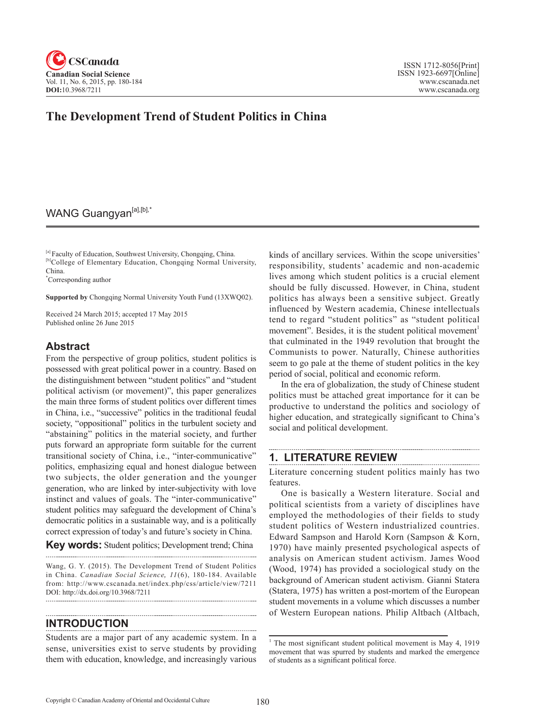# The Development Trend of Student Politics in China

WANG Guangyan[a],[b],*

[a] Faculty of Education, Southwest University, Chongqing, China.
[b] College of Elementary Education, Chongqing Normal University, China.
*Corresponding author

**Supported by** Chongqing Normal University Youth Fund (13XWQ02).

Received 24 March 2015; accepted 17 May 2015
Published online 26 June 2015

## Abstract

From the perspective of group politics, student politics is possessed with great political power in a country. Based on the distinguishment between "student politics" and "student political activism (or movement)", this paper generalizes the main three forms of student politics over different times in China, i.e., "successive" politics in the traditional feudal society, "oppositional" politics in the turbulent society and "abstaining" politics in the material society, and further puts forward an appropriate form suitable for the current transitional society of China, i.e., "inter-communicative" politics, emphasizing equal and honest dialogue between two subjects, the older generation and the younger generation, who are linked by inter-subjectivity with love instinct and values of goals. The "inter-communicative" student politics may safeguard the development of China's democratic politics in a sustainable way, and is a politically correct expression of today's and future's society in China.

**Key words:** Student politics; Development trend; China

Wang, G. Y. (2015). The Development Trend of Student Politics in China. *Canadian Social Science, 11*(6), 180-184. Available from: http://www.cscanada.net/index.php/css/article/view/7211
DOI: http://dx.doi.org/10.3968/7211

## INTRODUCTION

Students are a major part of any academic system. In a sense, universities exist to serve students by providing them with education, knowledge, and increasingly various kinds of ancillary services. Within the scope universities' responsibility, students' academic and non-academic lives among which student politics is a crucial element should be fully discussed. However, in China, student politics has always been a sensitive subject. Greatly influenced by Western academia, Chinese intellectuals tend to regard "student politics" as "student political movement". Besides, it is the student political movement[1] that culminated in the 1949 revolution that brought the Communists to power. Naturally, Chinese authorities seem to go pale at the theme of student politics in the key period of social, political and economic reform.

In the era of globalization, the study of Chinese student politics must be attached great importance for it can be productive to understand the politics and sociology of higher education, and strategically significant to China's social and political development.

## 1. LITERATURE REVIEW

Literature concerning student politics mainly has two features.

One is basically a Western literature. Social and political scientists from a variety of disciplines have employed the methodologies of their fields to study student politics of Western industrialized countries. Edward Sampson and Harold Korn (Sampson & Korn, 1970) have mainly presented psychological aspects of analysis on American student activism. James Wood (Wood, 1974) has provided a sociological study on the background of American student activism. Gianni Statera (Statera, 1975) has written a post-mortem of the European student movements in a volume which discusses a number of Western European nations. Philip Altbach (Altbach,

[1] The most significant student political movement is May 4, 1919 movement that was spurred by students and marked the emergence of students as a significant political force.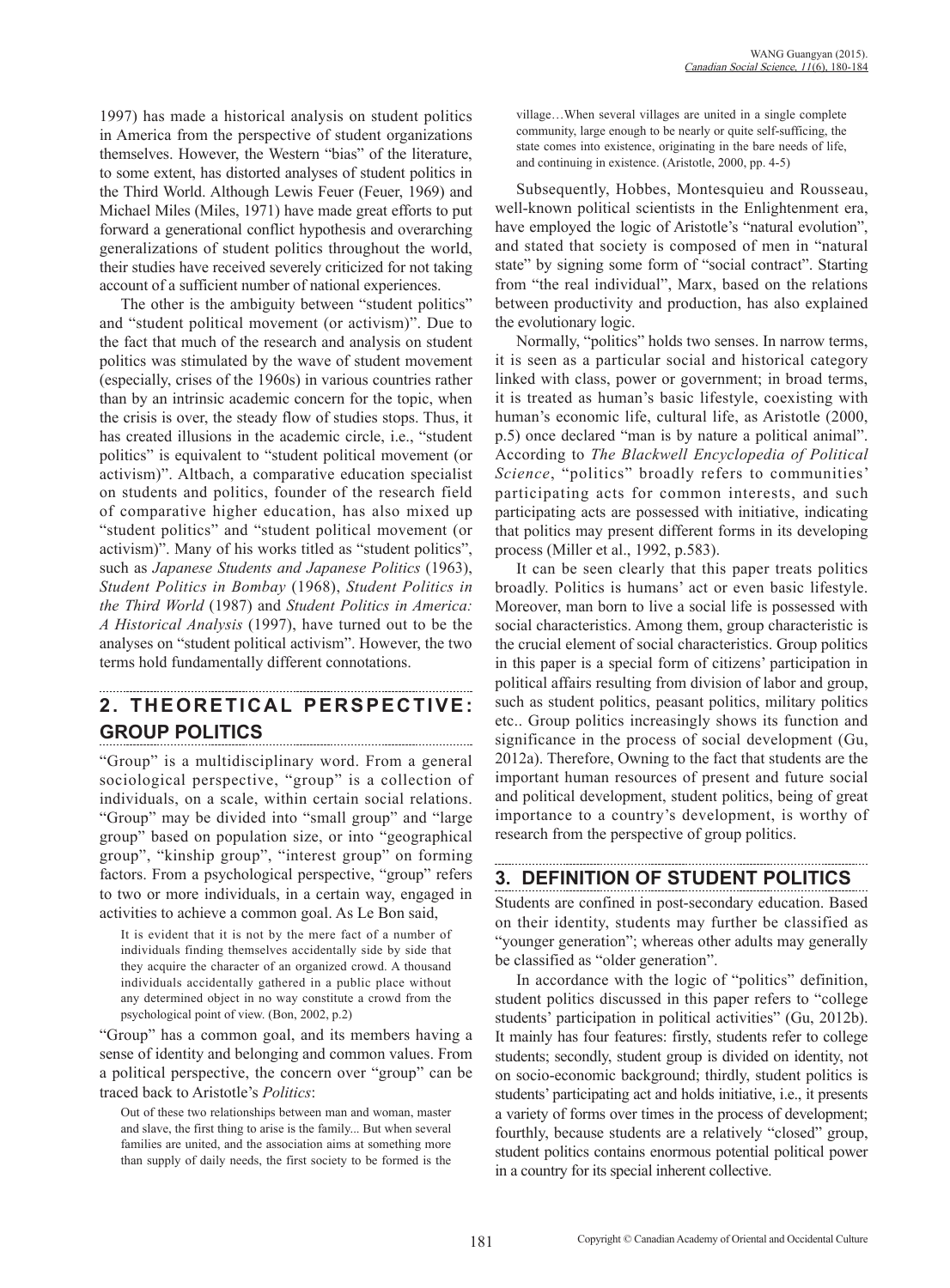1997) has made a historical analysis on student politics in America from the perspective of student organizations themselves. However, the Western "bias" of the literature, to some extent, has distorted analyses of student politics in the Third World. Although Lewis Feuer (Feuer, 1969) and Michael Miles (Miles, 1971) have made great efforts to put forward a generational conflict hypothesis and overarching generalizations of student politics throughout the world, their studies have received severely criticized for not taking account of a sufficient number of national experiences.

The other is the ambiguity between "student politics" and "student political movement (or activism)". Due to the fact that much of the research and analysis on student politics was stimulated by the wave of student movement (especially, crises of the 1960s) in various countries rather than by an intrinsic academic concern for the topic, when the crisis is over, the steady flow of studies stops. Thus, it has created illusions in the academic circle, i.e., "student politics" is equivalent to "student political movement (or activism)". Altbach, a comparative education specialist on students and politics, founder of the research field of comparative higher education, has also mixed up "student politics" and "student political movement (or activism)". Many of his works titled as "student politics", such as *Japanese Students and Japanese Politics* (1963), *Student Politics in Bombay* (1968), *Student Politics in the Third World* (1987) and *Student Politics in America: A Historical Analysis* (1997), have turned out to be the analyses on "student political activism". However, the two terms hold fundamentally different connotations.

## 2. THEORETICAL PERSPECTIVE: GROUP POLITICS

"Group" is a multidisciplinary word. From a general sociological perspective, "group" is a collection of individuals, on a scale, within certain social relations. "Group" may be divided into "small group" and "large group" based on population size, or into "geographical group", "kinship group", "interest group" on forming factors. From a psychological perspective, "group" refers to two or more individuals, in a certain way, engaged in activities to achieve a common goal. As Le Bon said,

> It is evident that it is not by the mere fact of a number of individuals finding themselves accidentally side by side that they acquire the character of an organized crowd. A thousand individuals accidentally gathered in a public place without any determined object in no way constitute a crowd from the psychological point of view. (Bon, 2002, p.2)

"Group" has a common goal, and its members having a sense of identity and belonging and common values. From a political perspective, the concern over "group" can be traced back to Aristotle's *Politics*:

> Out of these two relationships between man and woman, master and slave, the first thing to arise is the family... But when several families are united, and the association aims at something more than supply of daily needs, the first society to be formed is the village…When several villages are united in a single complete community, large enough to be nearly or quite self-sufficing, the state comes into existence, originating in the bare needs of life, and continuing in existence. (Aristotle, 2000, pp. 4-5)

Subsequently, Hobbes, Montesquieu and Rousseau, well-known political scientists in the Enlightenment era, have employed the logic of Aristotle's "natural evolution", and stated that society is composed of men in "natural state" by signing some form of "social contract". Starting from "the real individual", Marx, based on the relations between productivity and production, has also explained the evolutionary logic.

Normally, "politics" holds two senses. In narrow terms, it is seen as a particular social and historical category linked with class, power or government; in broad terms, it is treated as human's basic lifestyle, coexisting with human's economic life, cultural life, as Aristotle (2000, p.5) once declared "man is by nature a political animal". According to *The Blackwell Encyclopedia of Political Science*, "politics" broadly refers to communities' participating acts for common interests, and such participating acts are possessed with initiative, indicating that politics may present different forms in its developing process (Miller et al., 1992, p.583).

It can be seen clearly that this paper treats politics broadly. Politics is humans' act or even basic lifestyle. Moreover, man born to live a social life is possessed with social characteristics. Among them, group characteristic is the crucial element of social characteristics. Group politics in this paper is a special form of citizens' participation in political affairs resulting from division of labor and group, such as student politics, peasant politics, military politics etc.. Group politics increasingly shows its function and significance in the process of social development (Gu, 2012a). Therefore, Owning to the fact that students are the important human resources of present and future social and political development, student politics, being of great importance to a country's development, is worthy of research from the perspective of group politics.

## 3. DEFINITION OF STUDENT POLITICS

Students are confined in post-secondary education. Based on their identity, students may further be classified as "younger generation"; whereas other adults may generally be classified as "older generation".

In accordance with the logic of "politics" definition, student politics discussed in this paper refers to "college students' participation in political activities" (Gu, 2012b). It mainly has four features: firstly, students refer to college students; secondly, student group is divided on identity, not on socio-economic background; thirdly, student politics is students' participating act and holds initiative, i.e., it presents a variety of forms over times in the process of development; fourthly, because students are a relatively "closed" group, student politics contains enormous potential political power in a country for its special inherent collective.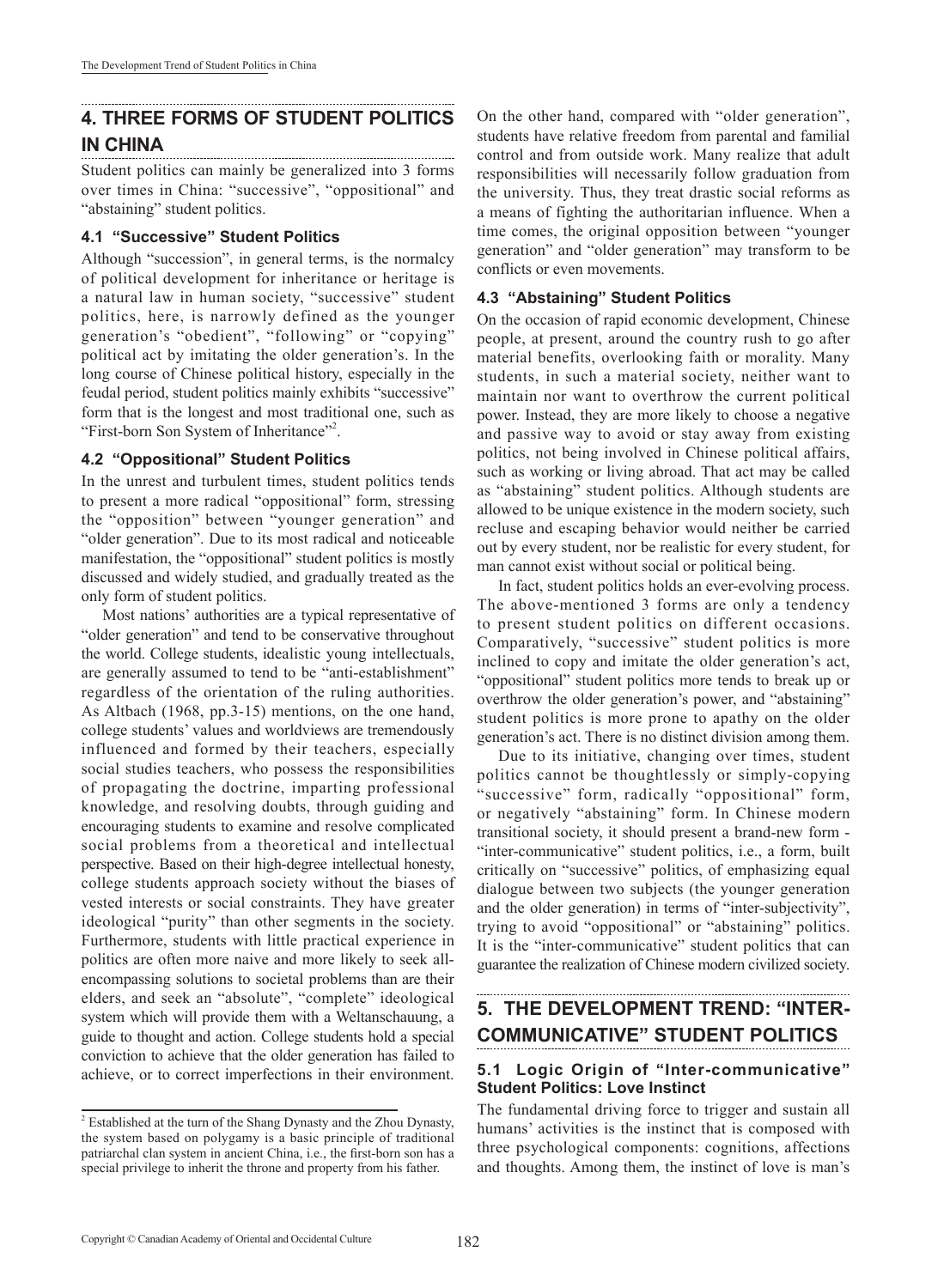## 4. THREE FORMS OF STUDENT POLITICS IN CHINA

Student politics can mainly be generalized into 3 forms over times in China: "successive", "oppositional" and "abstaining" student politics.

### 4.1 "Successive" Student Politics

Although "succession", in general terms, is the normalcy of political development for inheritance or heritage is a natural law in human society, "successive" student politics, here, is narrowly defined as the younger generation's "obedient", "following" or "copying" political act by imitating the older generation's. In the long course of Chinese political history, especially in the feudal period, student politics mainly exhibits "successive" form that is the longest and most traditional one, such as "First-born Son System of Inheritance"[2].

### 4.2 "Oppositional" Student Politics

In the unrest and turbulent times, student politics tends to present a more radical "oppositional" form, stressing the "opposition" between "younger generation" and "older generation". Due to its most radical and noticeable manifestation, the "oppositional" student politics is mostly discussed and widely studied, and gradually treated as the only form of student politics.

Most nations' authorities are a typical representative of "older generation" and tend to be conservative throughout the world. College students, idealistic young intellectuals, are generally assumed to tend to be "anti-establishment" regardless of the orientation of the ruling authorities. As Altbach (1968, pp.3-15) mentions, on the one hand, college students' values and worldviews are tremendously influenced and formed by their teachers, especially social studies teachers, who possess the responsibilities of propagating the doctrine, imparting professional knowledge, and resolving doubts, through guiding and encouraging students to examine and resolve complicated social problems from a theoretical and intellectual perspective. Based on their high-degree intellectual honesty, college students approach society without the biases of vested interests or social constraints. They have greater ideological "purity" than other segments in the society. Furthermore, students with little practical experience in politics are often more naive and more likely to seek all-encompassing solutions to societal problems than are their elders, and seek an "absolute", "complete" ideological system which will provide them with a Weltanschauung, a guide to thought and action. College students hold a special conviction to achieve that the older generation has failed to achieve, or to correct imperfections in their environment. On the other hand, compared with "older generation", students have relative freedom from parental and familial control and from outside work. Many realize that adult responsibilities will necessarily follow graduation from the university. Thus, they treat drastic social reforms as a means of fighting the authoritarian influence. When a time comes, the original opposition between "younger generation" and "older generation" may transform to be conflicts or even movements.

### 4.3 "Abstaining" Student Politics

On the occasion of rapid economic development, Chinese people, at present, around the country rush to go after material benefits, overlooking faith or morality. Many students, in such a material society, neither want to maintain nor want to overthrow the current political power. Instead, they are more likely to choose a negative and passive way to avoid or stay away from existing politics, not being involved in Chinese political affairs, such as working or living abroad. That act may be called as "abstaining" student politics. Although students are allowed to be unique existence in the modern society, such recluse and escaping behavior would neither be carried out by every student, nor be realistic for every student, for man cannot exist without social or political being.

In fact, student politics holds an ever-evolving process. The above-mentioned 3 forms are only a tendency to present student politics on different occasions. Comparatively, "successive" student politics is more inclined to copy and imitate the older generation's act, "oppositional" student politics more tends to break up or overthrow the older generation's power, and "abstaining" student politics is more prone to apathy on the older generation's act. There is no distinct division among them.

Due to its initiative, changing over times, student politics cannot be thoughtlessly or simply-copying "successive" form, radically "oppositional" form, or negatively "abstaining" form. In Chinese modern transitional society, it should present a brand-new form - "inter-communicative" student politics, i.e., a form, built critically on "successive" politics, of emphasizing equal dialogue between two subjects (the younger generation and the older generation) in terms of "inter-subjectivity", trying to avoid "oppositional" or "abstaining" politics. It is the "inter-communicative" student politics that can guarantee the realization of Chinese modern civilized society.

## 5. THE DEVELOPMENT TREND: "INTER-COMMUNICATIVE" STUDENT POLITICS

### 5.1 Logic Origin of "Inter-communicative" Student Politics: Love Instinct

The fundamental driving force to trigger and sustain all humans' activities is the instinct that is composed with three psychological components: cognitions, affections and thoughts. Among them, the instinct of love is man's

[2] Established at the turn of the Shang Dynasty and the Zhou Dynasty, the system based on polygamy is a basic principle of traditional patriarchal clan system in ancient China, i.e., the first-born son has a special privilege to inherit the throne and property from his father.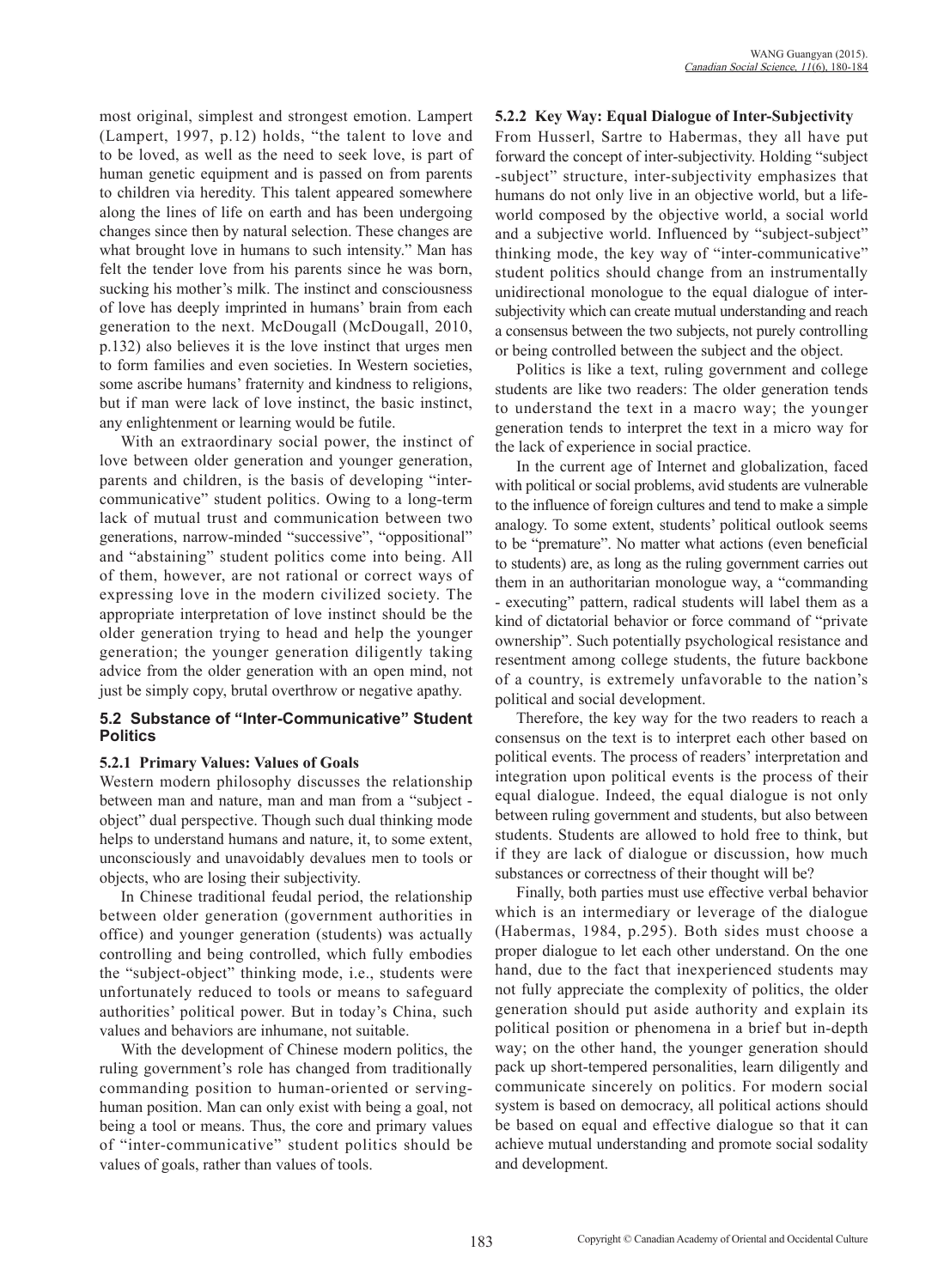most original, simplest and strongest emotion. Lampert (Lampert, 1997, p.12) holds, "the talent to love and to be loved, as well as the need to seek love, is part of human genetic equipment and is passed on from parents to children via heredity. This talent appeared somewhere along the lines of life on earth and has been undergoing changes since then by natural selection. These changes are what brought love in humans to such intensity." Man has felt the tender love from his parents since he was born, sucking his mother's milk. The instinct and consciousness of love has deeply imprinted in humans' brain from each generation to the next. McDougall (McDougall, 2010, p.132) also believes it is the love instinct that urges men to form families and even societies. In Western societies, some ascribe humans' fraternity and kindness to religions, but if man were lack of love instinct, the basic instinct, any enlightenment or learning would be futile.

With an extraordinary social power, the instinct of love between older generation and younger generation, parents and children, is the basis of developing "inter-communicative" student politics. Owing to a long-term lack of mutual trust and communication between two generations, narrow-minded "successive", "oppositional" and "abstaining" student politics come into being. All of them, however, are not rational or correct ways of expressing love in the modern civilized society. The appropriate interpretation of love instinct should be the older generation trying to head and help the younger generation; the younger generation diligently taking advice from the older generation with an open mind, not just be simply copy, brutal overthrow or negative apathy.

### 5.2 Substance of "Inter-Communicative" Student Politics

#### 5.2.1 Primary Values: Values of Goals

Western modern philosophy discusses the relationship between man and nature, man and man from a "subject - object" dual perspective. Though such dual thinking mode helps to understand humans and nature, it, to some extent, unconsciously and unavoidably devalues men to tools or objects, who are losing their subjectivity.

In Chinese traditional feudal period, the relationship between older generation (government authorities in office) and younger generation (students) was actually controlling and being controlled, which fully embodies the "subject-object" thinking mode, i.e., students were unfortunately reduced to tools or means to safeguard authorities' political power. But in today's China, such values and behaviors are inhumane, not suitable.

With the development of Chinese modern politics, the ruling government's role has changed from traditionally commanding position to human-oriented or serving-human position. Man can only exist with being a goal, not being a tool or means. Thus, the core and primary values of "inter-communicative" student politics should be values of goals, rather than values of tools.

#### 5.2.2 Key Way: Equal Dialogue of Inter-Subjectivity

From Husserl, Sartre to Habermas, they all have put forward the concept of inter-subjectivity. Holding "subject -subject" structure, inter-subjectivity emphasizes that humans do not only live in an objective world, but a life-world composed by the objective world, a social world and a subjective world. Influenced by "subject-subject" thinking mode, the key way of "inter-communicative" student politics should change from an instrumentally unidirectional monologue to the equal dialogue of inter-subjectivity which can create mutual understanding and reach a consensus between the two subjects, not purely controlling or being controlled between the subject and the object.

Politics is like a text, ruling government and college students are like two readers: The older generation tends to understand the text in a macro way; the younger generation tends to interpret the text in a micro way for the lack of experience in social practice.

In the current age of Internet and globalization, faced with political or social problems, avid students are vulnerable to the influence of foreign cultures and tend to make a simple analogy. To some extent, students' political outlook seems to be "premature". No matter what actions (even beneficial to students) are, as long as the ruling government carries out them in an authoritarian monologue way, a "commanding - executing" pattern, radical students will label them as a kind of dictatorial behavior or force command of "private ownership". Such potentially psychological resistance and resentment among college students, the future backbone of a country, is extremely unfavorable to the nation's political and social development.

Therefore, the key way for the two readers to reach a consensus on the text is to interpret each other based on political events. The process of readers' interpretation and integration upon political events is the process of their equal dialogue. Indeed, the equal dialogue is not only between ruling government and students, but also between students. Students are allowed to hold free to think, but if they are lack of dialogue or discussion, how much substances or correctness of their thought will be?

Finally, both parties must use effective verbal behavior which is an intermediary or leverage of the dialogue (Habermas, 1984, p.295). Both sides must choose a proper dialogue to let each other understand. On the one hand, due to the fact that inexperienced students may not fully appreciate the complexity of politics, the older generation should put aside authority and explain its political position or phenomena in a brief but in-depth way; on the other hand, the younger generation should pack up short-tempered personalities, learn diligently and communicate sincerely on politics. For modern social system is based on democracy, all political actions should be based on equal and effective dialogue so that it can achieve mutual understanding and promote social sodality and development.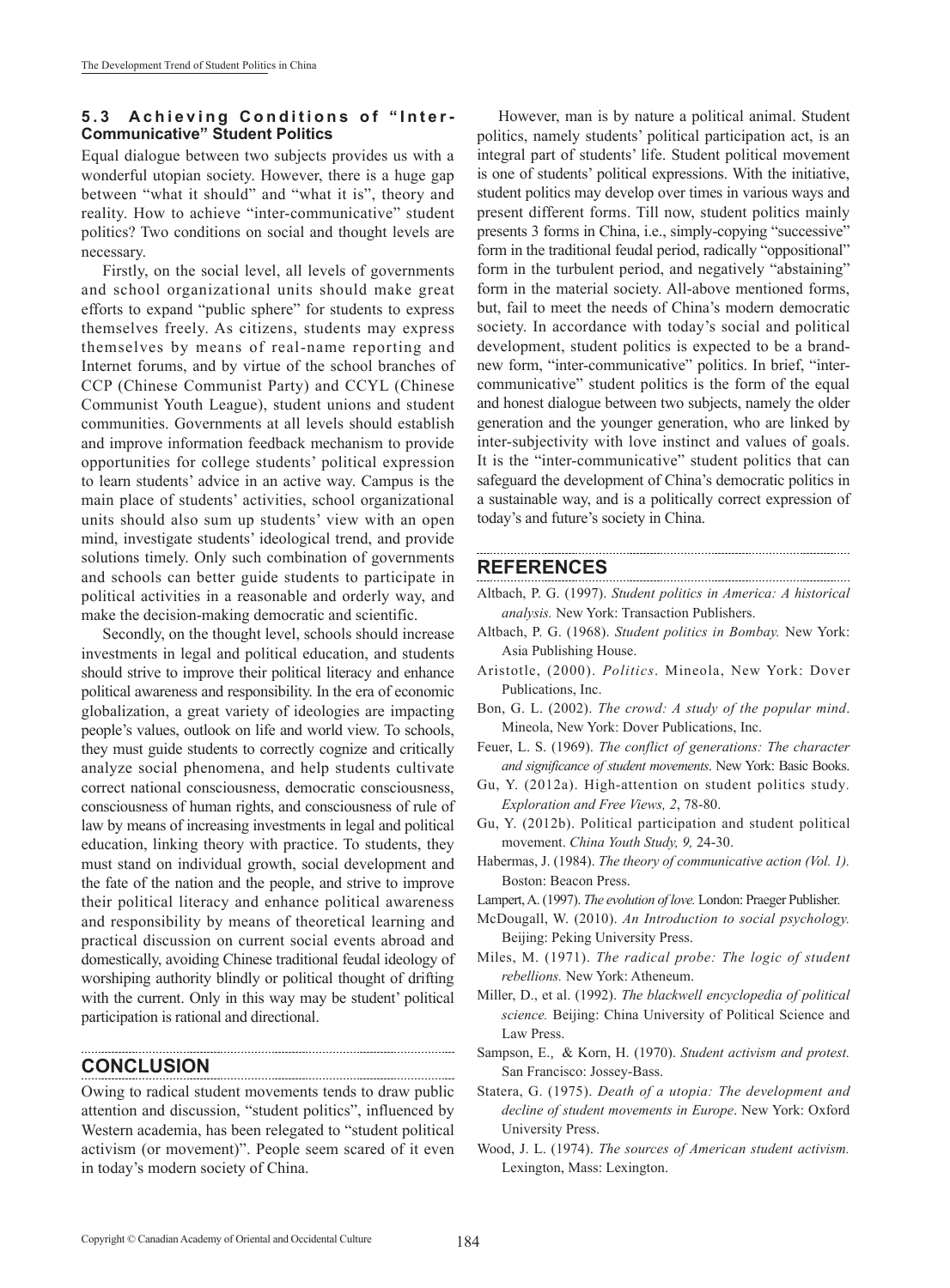### 5.3 Achieving Conditions of "Inter-Communicative" Student Politics

Equal dialogue between two subjects provides us with a wonderful utopian society. However, there is a huge gap between "what it should" and "what it is", theory and reality. How to achieve "inter-communicative" student politics? Two conditions on social and thought levels are necessary.

Firstly, on the social level, all levels of governments and school organizational units should make great efforts to expand "public sphere" for students to express themselves freely. As citizens, students may express themselves by means of real-name reporting and Internet forums, and by virtue of the school branches of CCP (Chinese Communist Party) and CCYL (Chinese Communist Youth League), student unions and student communities. Governments at all levels should establish and improve information feedback mechanism to provide opportunities for college students' political expression to learn students' advice in an active way. Campus is the main place of students' activities, school organizational units should also sum up students' view with an open mind, investigate students' ideological trend, and provide solutions timely. Only such combination of governments and schools can better guide students to participate in political activities in a reasonable and orderly way, and make the decision-making democratic and scientific.

Secondly, on the thought level, schools should increase investments in legal and political education, and students should strive to improve their political literacy and enhance political awareness and responsibility. In the era of economic globalization, a great variety of ideologies are impacting people's values, outlook on life and world view. To schools, they must guide students to correctly cognize and critically analyze social phenomena, and help students cultivate correct national consciousness, democratic consciousness, consciousness of human rights, and consciousness of rule of law by means of increasing investments in legal and political education, linking theory with practice. To students, they must stand on individual growth, social development and the fate of the nation and the people, and strive to improve their political literacy and enhance political awareness and responsibility by means of theoretical learning and practical discussion on current social events abroad and domestically, avoiding Chinese traditional feudal ideology of worshiping authority blindly or political thought of drifting with the current. Only in this way may be student' political participation is rational and directional.

## CONCLUSION

Owing to radical student movements tends to draw public attention and discussion, "student politics", influenced by Western academia, has been relegated to "student political activism (or movement)". People seem scared of it even in today's modern society of China.

However, man is by nature a political animal. Student politics, namely students' political participation act, is an integral part of students' life. Student political movement is one of students' political expressions. With the initiative, student politics may develop over times in various ways and present different forms. Till now, student politics mainly presents 3 forms in China, i.e., simply-copying "successive" form in the traditional feudal period, radically "oppositional" form in the turbulent period, and negatively "abstaining" form in the material society. All-above mentioned forms, but, fail to meet the needs of China's modern democratic society. In accordance with today's social and political development, student politics is expected to be a brand-new form, "inter-communicative" politics. In brief, "inter-communicative" student politics is the form of the equal and honest dialogue between two subjects, namely the older generation and the younger generation, who are linked by inter-subjectivity with love instinct and values of goals. It is the "inter-communicative" student politics that can safeguard the development of China's democratic politics in a sustainable way, and is a politically correct expression of today's and future's society in China.

## REFERENCES

Altbach, P. G. (1997). *Student politics in America: A historical analysis.* New York: Transaction Publishers.

Altbach, P. G. (1968). *Student politics in Bombay.* New York: Asia Publishing House.

Aristotle, (2000). *Politics*. Mineola, New York: Dover Publications, Inc.

Bon, G. L. (2002). *The crowd: A study of the popular mind*. Mineola, New York: Dover Publications, Inc.

Feuer, L. S. (1969). *The conflict of generations: The character and significance of student movements*. New York: Basic Books.

Gu, Y. (2012a). High-attention on student politics study. *Exploration and Free Views, 2*, 78-80.

Gu, Y. (2012b). Political participation and student political movement. *China Youth Study, 9,* 24-30.

Habermas, J. (1984). *The theory of communicative action (Vol. 1).* Boston: Beacon Press.

Lampert, A. (1997). *The evolution of love.* London: Praeger Publisher.

McDougall, W. (2010). *An Introduction to social psychology.* Beijing: Peking University Press.

Miles, M. (1971). *The radical probe: The logic of student rebellions.* New York: Atheneum.

Miller, D., et al. (1992). *The blackwell encyclopedia of political science.* Beijing: China University of Political Science and Law Press.

Sampson, E., & Korn, H. (1970). *Student activism and protest.* San Francisco: Jossey-Bass.

Statera, G. (1975). *Death of a utopia: The development and decline of student movements in Europe*. New York: Oxford University Press.

Wood, J. L. (1974). *The sources of American student activism.* Lexington, Mass: Lexington.